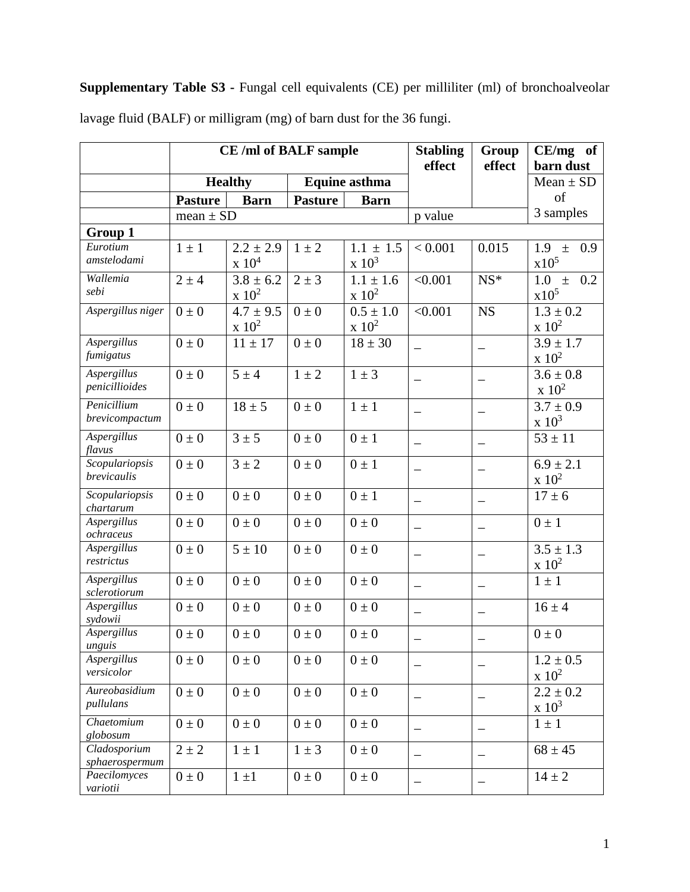**Supplementary Table S3 -** Fungal cell equivalents (CE) per milliliter (ml) of bronchoalveolar lavage fluid (BALF) or milligram (mg) of barn dust for the 36 fungi.

| | CE /ml of BALF sample | | | | Stabling effect | Group effect | CE/mg of barn dust |
|---|---|---|---|---|---|---|---|
| | Healthy | | Equine asthma | | | | Mean ± SD of 3 samples |
| | Pasture | Barn | Pasture | Barn | | | |
| | mean ± SD | | | | p value | | |
| **Group 1** | | | | | | | |
| *Eurotium amstelodami* | 1 ± 1 | 2.2 ± 2.9 x $10^4$ | 1 ± 2 | 1.1 ± 1.5 x $10^3$ | < 0.001 | 0.015 | 1.9 ± 0.9 x$10^5$ |
| *Wallemia sebi* | 2 ± 4 | 3.8 ± 6.2 x $10^2$ | 2 ± 3 | 1.1 ± 1.6 x $10^2$ | <0.001 | NS* | 1.0 ± 0.2 x$10^5$ |
| *Aspergillus niger* | 0 ± 0 | 4.7 ± 9.5 x $10^2$ | 0 ± 0 | 0.5 ± 1.0 x $10^2$ | <0.001 | NS | 1.3 ± 0.2 x $10^2$ |
| *Aspergillus fumigatus* | 0 ± 0 | 11 ± 17 | 0 ± 0 | 18 ± 30 | _ | _ | 3.9 ± 1.7 x $10^2$ |
| *Aspergillus penicillioides* | 0 ± 0 | 5 ± 4 | 1 ± 2 | 1 ± 3 | _ | _ | 3.6 ± 0.8 x $10^2$ |
| *Penicillium brevicompactum* | 0 ± 0 | 18 ± 5 | 0 ± 0 | 1 ± 1 | _ | _ | 3.7 ± 0.9 x $10^3$ |
| *Aspergillus flavus* | 0 ± 0 | 3 ± 5 | 0 ± 0 | 0 ± 1 | _ | _ | 53 ± 11 |
| *Scopulariopsis brevicaulis* | 0 ± 0 | 3 ± 2 | 0 ± 0 | 0 ± 1 | _ | _ | 6.9 ± 2.1 x $10^2$ |
| *Scopulariopsis chartarum* | 0 ± 0 | 0 ± 0 | 0 ± 0 | 0 ± 1 | _ | _ | 17 ± 6 |
| *Aspergillus ochraceus* | 0 ± 0 | 0 ± 0 | 0 ± 0 | 0 ± 0 | _ | _ | 0 ± 1 |
| *Aspergillus restrictus* | 0 ± 0 | 5 ± 10 | 0 ± 0 | 0 ± 0 | _ | _ | 3.5 ± 1.3 x $10^2$ |
| *Aspergillus sclerotiorum* | 0 ± 0 | 0 ± 0 | 0 ± 0 | 0 ± 0 | _ | _ | 1 ± 1 |
| *Aspergillus sydowii* | 0 ± 0 | 0 ± 0 | 0 ± 0 | 0 ± 0 | _ | _ | 16 ± 4 |
| *Aspergillus unguis* | 0 ± 0 | 0 ± 0 | 0 ± 0 | 0 ± 0 | _ | _ | 0 ± 0 |
| *Aspergillus versicolor* | 0 ± 0 | 0 ± 0 | 0 ± 0 | 0 ± 0 | _ | _ | 1.2 ± 0.5 x $10^2$ |
| *Aureobasidium pullulans* | 0 ± 0 | 0 ± 0 | 0 ± 0 | 0 ± 0 | _ | _ | 2.2 ± 0.2 x $10^3$ |
| *Chaetomium globosum* | 0 ± 0 | 0 ± 0 | 0 ± 0 | 0 ± 0 | _ | _ | 1 ± 1 |
| *Cladosporium sphaerospermum* | 2 ± 2 | 1 ± 1 | 1 ± 3 | 0 ± 0 | _ | _ | 68 ± 45 |
| *Paecilomyces variotii* | 0 ± 0 | 1 ±1 | 0 ± 0 | 0 ± 0 | _ | _ | 14 ± 2 |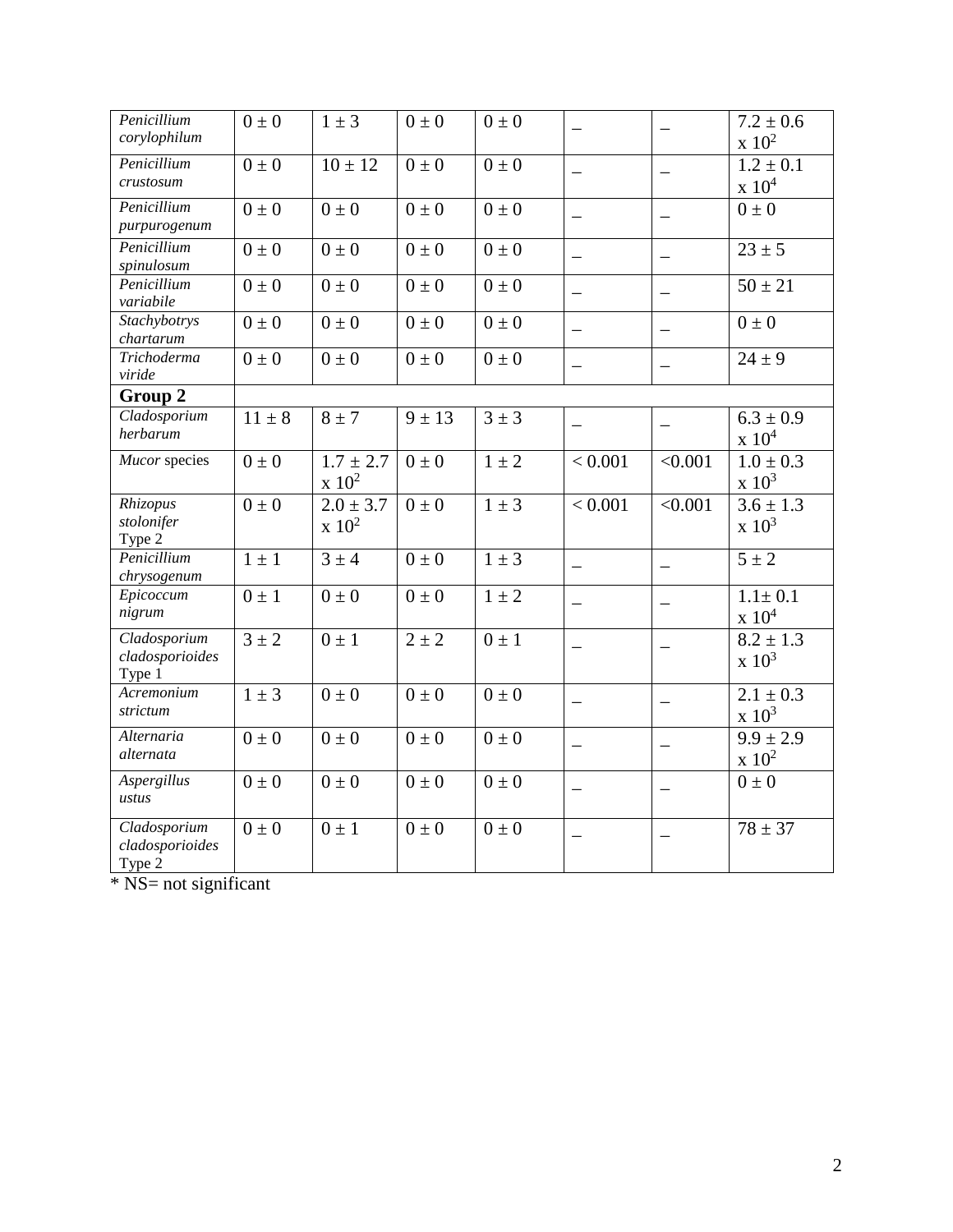| | | | | | | | |
|---|---|---|---|---|---|---|---|
| *Penicillium corylophilum* | 0 ± 0 | 1 ± 3 | 0 ± 0 | 0 ± 0 | _ | _ | 7.2 ± 0.6 x $10^2$ |
| *Penicillium crustosum* | 0 ± 0 | 10 ± 12 | 0 ± 0 | 0 ± 0 | _ | _ | 1.2 ± 0.1 x $10^4$ |
| *Penicillium purpurogenum* | 0 ± 0 | 0 ± 0 | 0 ± 0 | 0 ± 0 | _ | _ | 0 ± 0 |
| *Penicillium spinulosum* | 0 ± 0 | 0 ± 0 | 0 ± 0 | 0 ± 0 | _ | _ | 23 ± 5 |
| *Penicillium variabile* | 0 ± 0 | 0 ± 0 | 0 ± 0 | 0 ± 0 | _ | _ | 50 ± 21 |
| *Stachybotrys chartarum* | 0 ± 0 | 0 ± 0 | 0 ± 0 | 0 ± 0 | _ | _ | 0 ± 0 |
| *Trichoderma viride* | 0 ± 0 | 0 ± 0 | 0 ± 0 | 0 ± 0 | _ | _ | 24 ± 9 |
| **Group 2** | | | | | | | |
| *Cladosporium herbarum* | 11 ± 8 | 8 ± 7 | 9 ± 13 | 3 ± 3 | _ | _ | 6.3 ± 0.9 x $10^4$ |
| *Mucor* species | 0 ± 0 | 1.7 ± 2.7 x $10^2$ | 0 ± 0 | 1 ± 2 | < 0.001 | <0.001 | 1.0 ± 0.3 x $10^3$ |
| *Rhizopus stolonifer* Type 2 | 0 ± 0 | 2.0 ± 3.7 x $10^2$ | 0 ± 0 | 1 ± 3 | < 0.001 | <0.001 | 3.6 ± 1.3 x $10^3$ |
| *Penicillium chrysogenum* | 1 ± 1 | 3 ± 4 | 0 ± 0 | 1 ± 3 | _ | _ | 5 ± 2 |
| *Epicoccum nigrum* | 0 ± 1 | 0 ± 0 | 0 ± 0 | 1 ± 2 | _ | _ | 1.1± 0.1 x $10^4$ |
| *Cladosporium cladosporioides* Type 1 | 3 ± 2 | 0 ± 1 | 2 ± 2 | 0 ± 1 | _ | _ | 8.2 ± 1.3 x $10^3$ |
| *Acremonium strictum* | 1 ± 3 | 0 ± 0 | 0 ± 0 | 0 ± 0 | _ | _ | 2.1 ± 0.3 x $10^3$ |
| *Alternaria alternata* | 0 ± 0 | 0 ± 0 | 0 ± 0 | 0 ± 0 | _ | _ | 9.9 ± 2.9 x $10^2$ |
| *Aspergillus ustus* | 0 ± 0 | 0 ± 0 | 0 ± 0 | 0 ± 0 | _ | _ | 0 ± 0 |
| *Cladosporium cladosporioides* Type 2 | 0 ± 0 | 0 ± 1 | 0 ± 0 | 0 ± 0 | _ | _ | 78 ± 37 |

\* NS= not significant